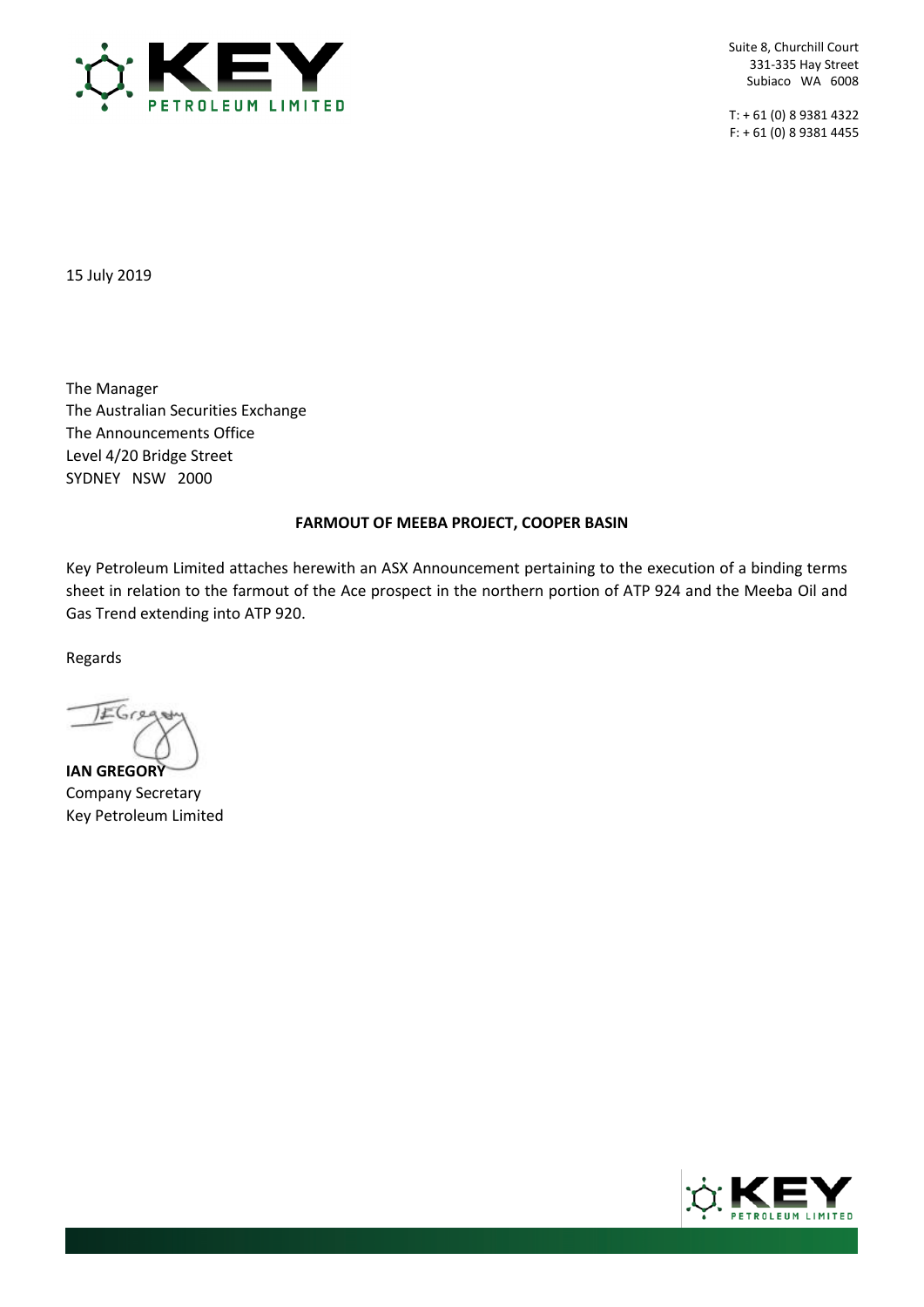Suite 8, Churchill Court
331-335 Hay Street
Subiaco WA 6008

T: + 61 (0) 8 9381 4322
F: + 61 (0) 8 9381 4455

15 July 2019

The Manager
The Australian Securities Exchange
The Announcements Office
Level 4/20 Bridge Street
SYDNEY NSW 2000

**FARMOUT OF MEEBA PROJECT, COOPER BASIN**

Key Petroleum Limited attaches herewith an ASX Announcement pertaining to the execution of a binding terms sheet in relation to the farmout of the Ace prospect in the northern portion of ATP 924 and the Meeba Oil and Gas Trend extending into ATP 920.

Regards

**IAN GREGORY**
Company Secretary
Key Petroleum Limited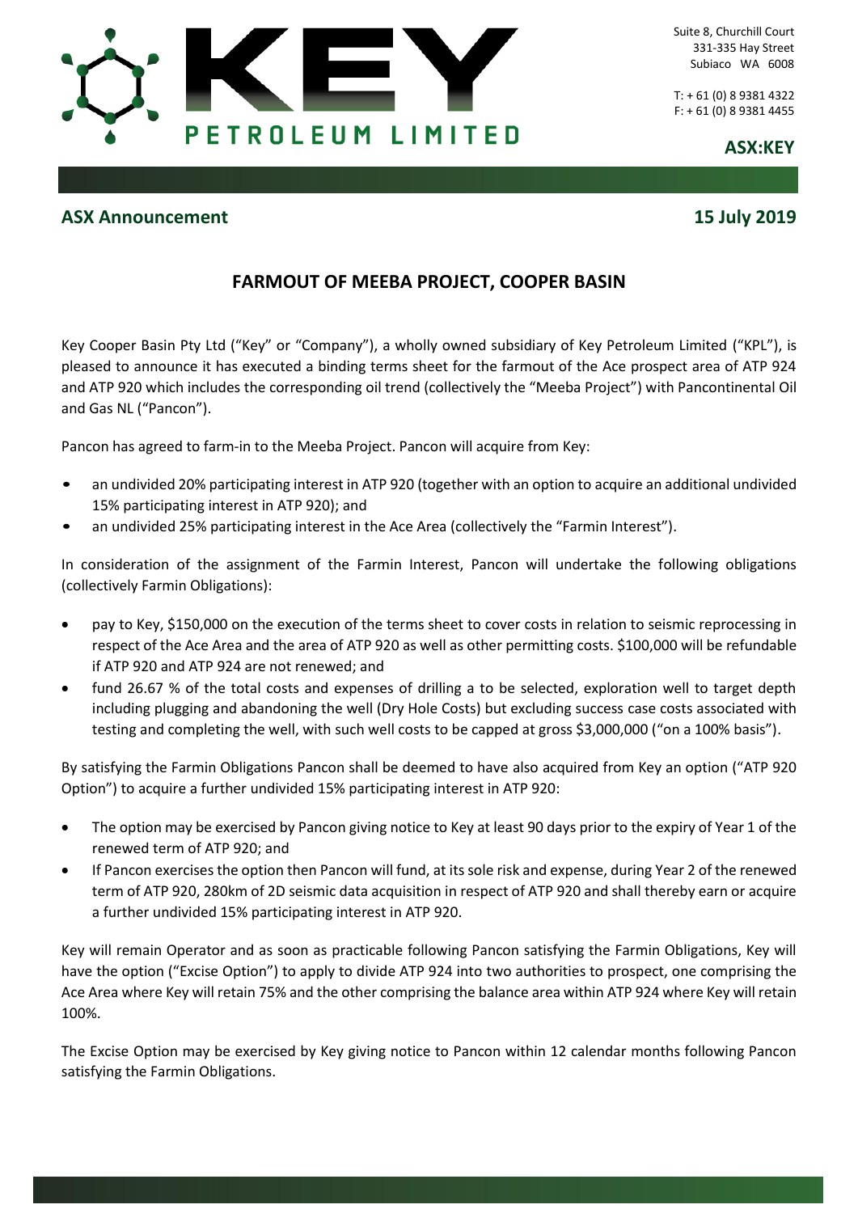**ASX Announcement** **15 July 2019**

## FARMOUT OF MEEBA PROJECT, COOPER BASIN

Key Cooper Basin Pty Ltd ("Key" or "Company"), a wholly owned subsidiary of Key Petroleum Limited ("KPL"), is pleased to announce it has executed a binding terms sheet for the farmout of the Ace prospect area of ATP 924 and ATP 920 which includes the corresponding oil trend (collectively the "Meeba Project") with Pancontinental Oil and Gas NL ("Pancon").

Pancon has agreed to farm-in to the Meeba Project. Pancon will acquire from Key:

- an undivided 20% participating interest in ATP 920 (together with an option to acquire an additional undivided 15% participating interest in ATP 920); and
- an undivided 25% participating interest in the Ace Area (collectively the "Farmin Interest").

In consideration of the assignment of the Farmin Interest, Pancon will undertake the following obligations (collectively Farmin Obligations):

- pay to Key, $150,000 on the execution of the terms sheet to cover costs in relation to seismic reprocessing in respect of the Ace Area and the area of ATP 920 as well as other permitting costs. $100,000 will be refundable if ATP 920 and ATP 924 are not renewed; and
- fund 26.67 % of the total costs and expenses of drilling a to be selected, exploration well to target depth including plugging and abandoning the well (Dry Hole Costs) but excluding success case costs associated with testing and completing the well, with such well costs to be capped at gross $3,000,000 ("on a 100% basis").

By satisfying the Farmin Obligations Pancon shall be deemed to have also acquired from Key an option ("ATP 920 Option") to acquire a further undivided 15% participating interest in ATP 920:

- The option may be exercised by Pancon giving notice to Key at least 90 days prior to the expiry of Year 1 of the renewed term of ATP 920; and
- If Pancon exercises the option then Pancon will fund, at its sole risk and expense, during Year 2 of the renewed term of ATP 920, 280km of 2D seismic data acquisition in respect of ATP 920 and shall thereby earn or acquire a further undivided 15% participating interest in ATP 920.

Key will remain Operator and as soon as practicable following Pancon satisfying the Farmin Obligations, Key will have the option ("Excise Option") to apply to divide ATP 924 into two authorities to prospect, one comprising the Ace Area where Key will retain 75% and the other comprising the balance area within ATP 924 where Key will retain 100%.

The Excise Option may be exercised by Key giving notice to Pancon within 12 calendar months following Pancon satisfying the Farmin Obligations.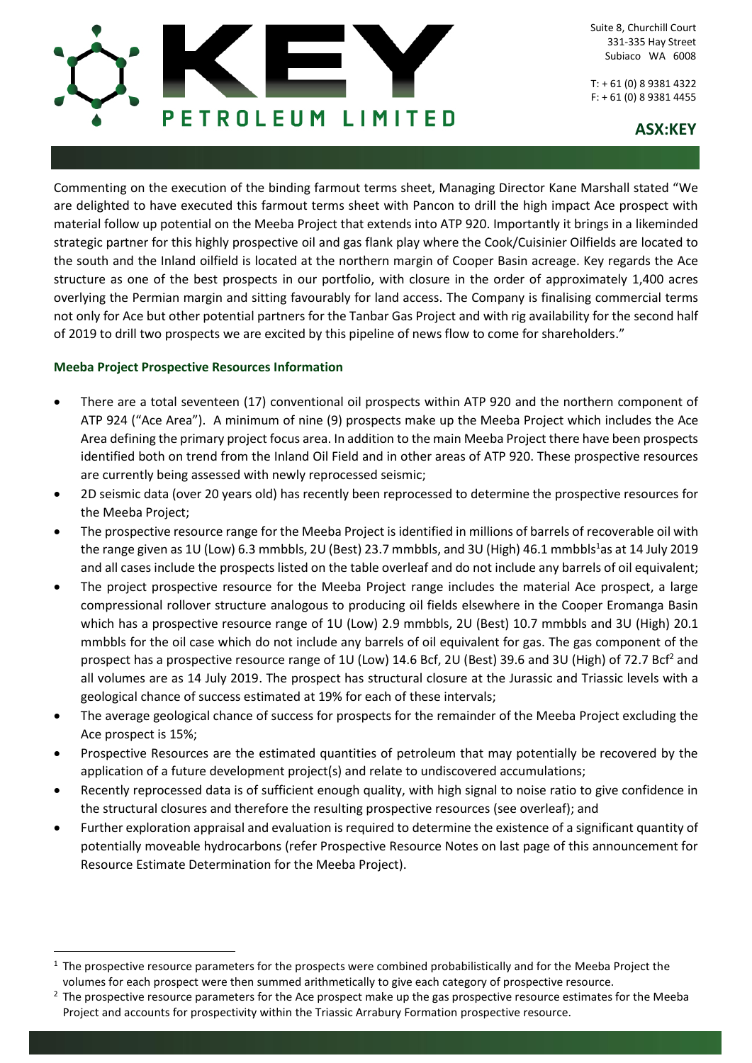Commenting on the execution of the binding farmout terms sheet, Managing Director Kane Marshall stated "We are delighted to have executed this farmout terms sheet with Pancon to drill the high impact Ace prospect with material follow up potential on the Meeba Project that extends into ATP 920. Importantly it brings in a likeminded strategic partner for this highly prospective oil and gas flank play where the Cook/Cuisinier Oilfields are located to the south and the Inland oilfield is located at the northern margin of Cooper Basin acreage. Key regards the Ace structure as one of the best prospects in our portfolio, with closure in the order of approximately 1,400 acres overlying the Permian margin and sitting favourably for land access. The Company is finalising commercial terms not only for Ace but other potential partners for the Tanbar Gas Project and with rig availability for the second half of 2019 to drill two prospects we are excited by this pipeline of news flow to come for shareholders."

### Meeba Project Prospective Resources Information

- There are a total seventeen (17) conventional oil prospects within ATP 920 and the northern component of ATP 924 ("Ace Area"). A minimum of nine (9) prospects make up the Meeba Project which includes the Ace Area defining the primary project focus area. In addition to the main Meeba Project there have been prospects identified both on trend from the Inland Oil Field and in other areas of ATP 920. These prospective resources are currently being assessed with newly reprocessed seismic;
- 2D seismic data (over 20 years old) has recently been reprocessed to determine the prospective resources for the Meeba Project;
- The prospective resource range for the Meeba Project is identified in millions of barrels of recoverable oil with the range given as 1U (Low) 6.3 mmbbls, 2U (Best) 23.7 mmbbls, and 3U (High) 46.1 mmbbls[1] as at 14 July 2019 and all cases include the prospects listed on the table overleaf and do not include any barrels of oil equivalent;
- The project prospective resource for the Meeba Project range includes the material Ace prospect, a large compressional rollover structure analogous to producing oil fields elsewhere in the Cooper Eromanga Basin which has a prospective resource range of 1U (Low) 2.9 mmbbls, 2U (Best) 10.7 mmbbls and 3U (High) 20.1 mmbbls for the oil case which do not include any barrels of oil equivalent for gas. The gas component of the prospect has a prospective resource range of 1U (Low) 14.6 Bcf, 2U (Best) 39.6 and 3U (High) of 72.7 Bcf[2] and all volumes are as 14 July 2019. The prospect has structural closure at the Jurassic and Triassic levels with a geological chance of success estimated at 19% for each of these intervals;
- The average geological chance of success for prospects for the remainder of the Meeba Project excluding the Ace prospect is 15%;
- Prospective Resources are the estimated quantities of petroleum that may potentially be recovered by the application of a future development project(s) and relate to undiscovered accumulations;
- Recently reprocessed data is of sufficient enough quality, with high signal to noise ratio to give confidence in the structural closures and therefore the resulting prospective resources (see overleaf); and
- Further exploration appraisal and evaluation is required to determine the existence of a significant quantity of potentially moveable hydrocarbons (refer Prospective Resource Notes on last page of this announcement for Resource Estimate Determination for the Meeba Project).

---

[1] The prospective resource parameters for the prospects were combined probabilistically and for the Meeba Project the volumes for each prospect were then summed arithmetically to give each category of prospective resource.

[2] The prospective resource parameters for the Ace prospect make up the gas prospective resource estimates for the Meeba Project and accounts for prospectivity within the Triassic Arrabury Formation prospective resource.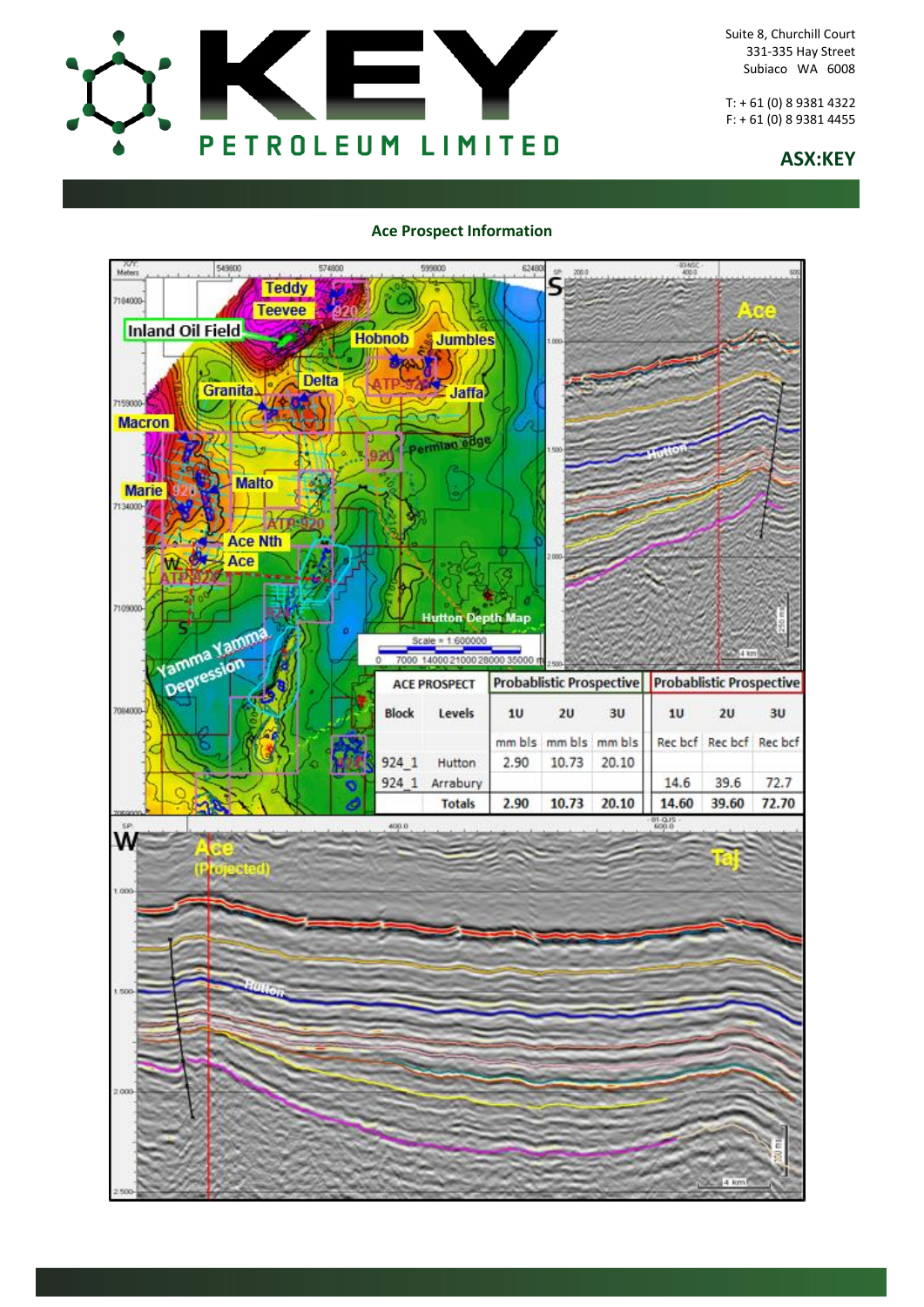Suite 8, Churchill Court
331-335 Hay Street
Subiaco WA 6008

T: + 61 (0) 8 9381 4322
F: + 61 (0) 8 9381 4455

**ASX:KEY**

## Ace Prospect Information

| ACE PROSPECT | | Probablistic Prospective | | | Probablistic Prospective | | |
|---|---|---|---|---|---|---|---|
| Block | Levels | 1U | 2U | 3U | 1U | 2U | 3U |
| | | mm bls | mm bls | mm bls | Rec bcf | Rec bcf | Rec bcf |
| 924_1 | Hutton | 2.90 | 10.73 | 20.10 | | | |
| 924_1 | Arrabury | | | | 14.6 | 39.6 | 72.7 |
| | Totals | 2.90 | 10.73 | 20.10 | 14.60 | 39.60 | 72.70 |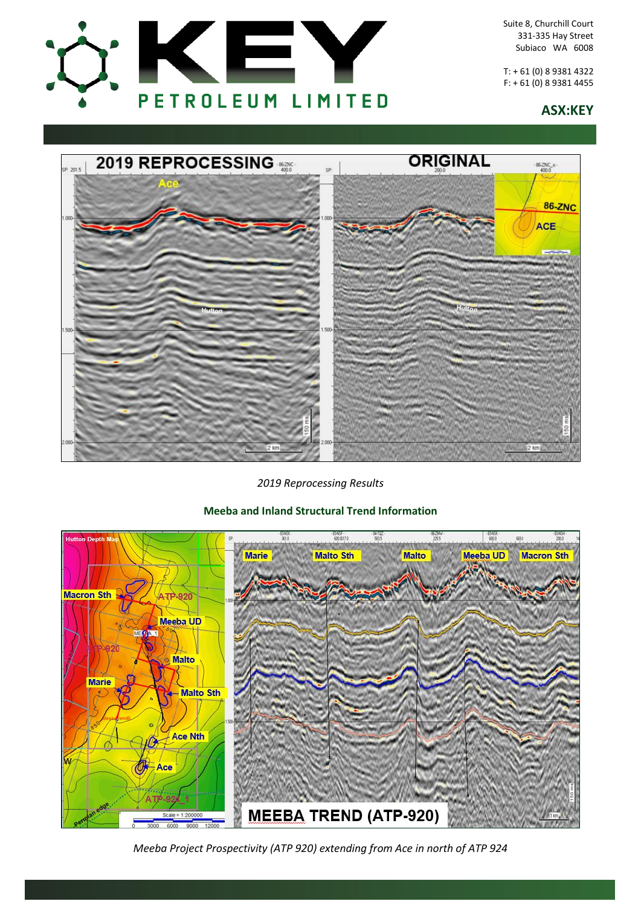*2019 Reprocessing Results*

**Meeba and Inland Structural Trend Information**

*Meeba Project Prospectivity (ATP 920) extending from Ace in north of ATP 924*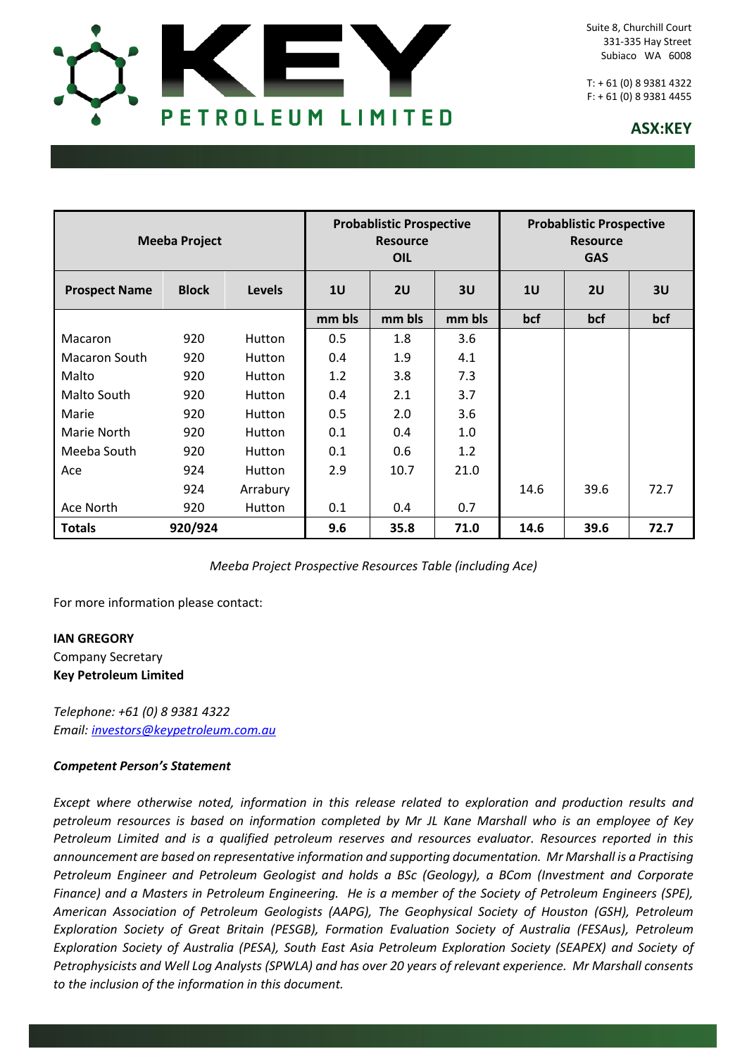| Meeba Project | | | Probabilistic Prospective Resource OIL | | | Probabilistic Prospective Resource GAS | | |
|---|---|---|---|---|---|---|---|---|
| **Prospect Name** | **Block** | **Levels** | **1U** | **2U** | **3U** | **1U** | **2U** | **3U** |
| | | | **mm bls** | **mm bls** | **mm bls** | **bcf** | **bcf** | **bcf** |
| Macaron | 920 | Hutton | 0.5 | 1.8 | 3.6 | | | |
| Macaron South | 920 | Hutton | 0.4 | 1.9 | 4.1 | | | |
| Malto | 920 | Hutton | 1.2 | 3.8 | 7.3 | | | |
| Malto South | 920 | Hutton | 0.4 | 2.1 | 3.7 | | | |
| Marie | 920 | Hutton | 0.5 | 2.0 | 3.6 | | | |
| Marie North | 920 | Hutton | 0.1 | 0.4 | 1.0 | | | |
| Meeba South | 920 | Hutton | 0.1 | 0.6 | 1.2 | | | |
| Ace | 924 | Hutton | 2.9 | 10.7 | 21.0 | | | |
| | 924 | Arrabury | | | | 14.6 | 39.6 | 72.7 |
| Ace North | 920 | Hutton | 0.1 | 0.4 | 0.7 | | | |
| **Totals** | **920/924** | | **9.6** | **35.8** | **71.0** | **14.6** | **39.6** | **72.7** |

*Meeba Project Prospective Resources Table (including Ace)*

For more information please contact:

**IAN GREGORY**
Company Secretary
**Key Petroleum Limited**

*Telephone: +61 (0) 8 9381 4322*
*Email: investors@keypetroleum.com.au*

***Competent Person's Statement***

*Except where otherwise noted, information in this release related to exploration and production results and petroleum resources is based on information completed by Mr JL Kane Marshall who is an employee of Key Petroleum Limited and is a qualified petroleum reserves and resources evaluator. Resources reported in this announcement are based on representative information and supporting documentation. Mr Marshall is a Practising Petroleum Engineer and Petroleum Geologist and holds a BSc (Geology), a BCom (Investment and Corporate Finance) and a Masters in Petroleum Engineering. He is a member of the Society of Petroleum Engineers (SPE), American Association of Petroleum Geologists (AAPG), The Geophysical Society of Houston (GSH), Petroleum Exploration Society of Great Britain (PESGB), Formation Evaluation Society of Australia (FESAus), Petroleum Exploration Society of Australia (PESA), South East Asia Petroleum Exploration Society (SEAPEX) and Society of Petrophysicists and Well Log Analysts (SPWLA) and has over 20 years of relevant experience. Mr Marshall consents to the inclusion of the information in this document.*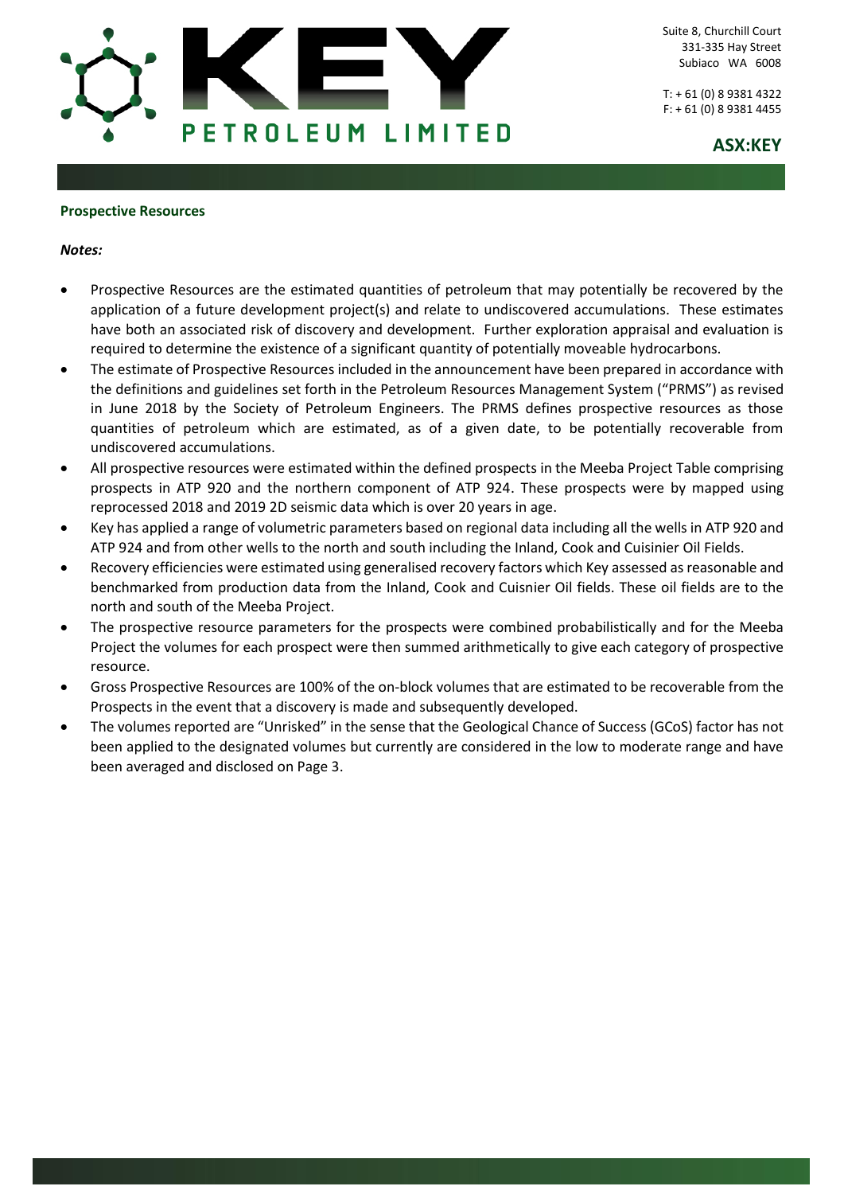#### Prospective Resources

***Notes:***

- Prospective Resources are the estimated quantities of petroleum that may potentially be recovered by the application of a future development project(s) and relate to undiscovered accumulations. These estimates have both an associated risk of discovery and development. Further exploration appraisal and evaluation is required to determine the existence of a significant quantity of potentially moveable hydrocarbons.
- The estimate of Prospective Resources included in the announcement have been prepared in accordance with the definitions and guidelines set forth in the Petroleum Resources Management System ("PRMS") as revised in June 2018 by the Society of Petroleum Engineers. The PRMS defines prospective resources as those quantities of petroleum which are estimated, as of a given date, to be potentially recoverable from undiscovered accumulations.
- All prospective resources were estimated within the defined prospects in the Meeba Project Table comprising prospects in ATP 920 and the northern component of ATP 924. These prospects were by mapped using reprocessed 2018 and 2019 2D seismic data which is over 20 years in age.
- Key has applied a range of volumetric parameters based on regional data including all the wells in ATP 920 and ATP 924 and from other wells to the north and south including the Inland, Cook and Cuisinier Oil Fields.
- Recovery efficiencies were estimated using generalised recovery factors which Key assessed as reasonable and benchmarked from production data from the Inland, Cook and Cuisnier Oil fields. These oil fields are to the north and south of the Meeba Project.
- The prospective resource parameters for the prospects were combined probabilistically and for the Meeba Project the volumes for each prospect were then summed arithmetically to give each category of prospective resource.
- Gross Prospective Resources are 100% of the on-block volumes that are estimated to be recoverable from the Prospects in the event that a discovery is made and subsequently developed.
- The volumes reported are "Unrisked" in the sense that the Geological Chance of Success (GCoS) factor has not been applied to the designated volumes but currently are considered in the low to moderate range and have been averaged and disclosed on Page 3.